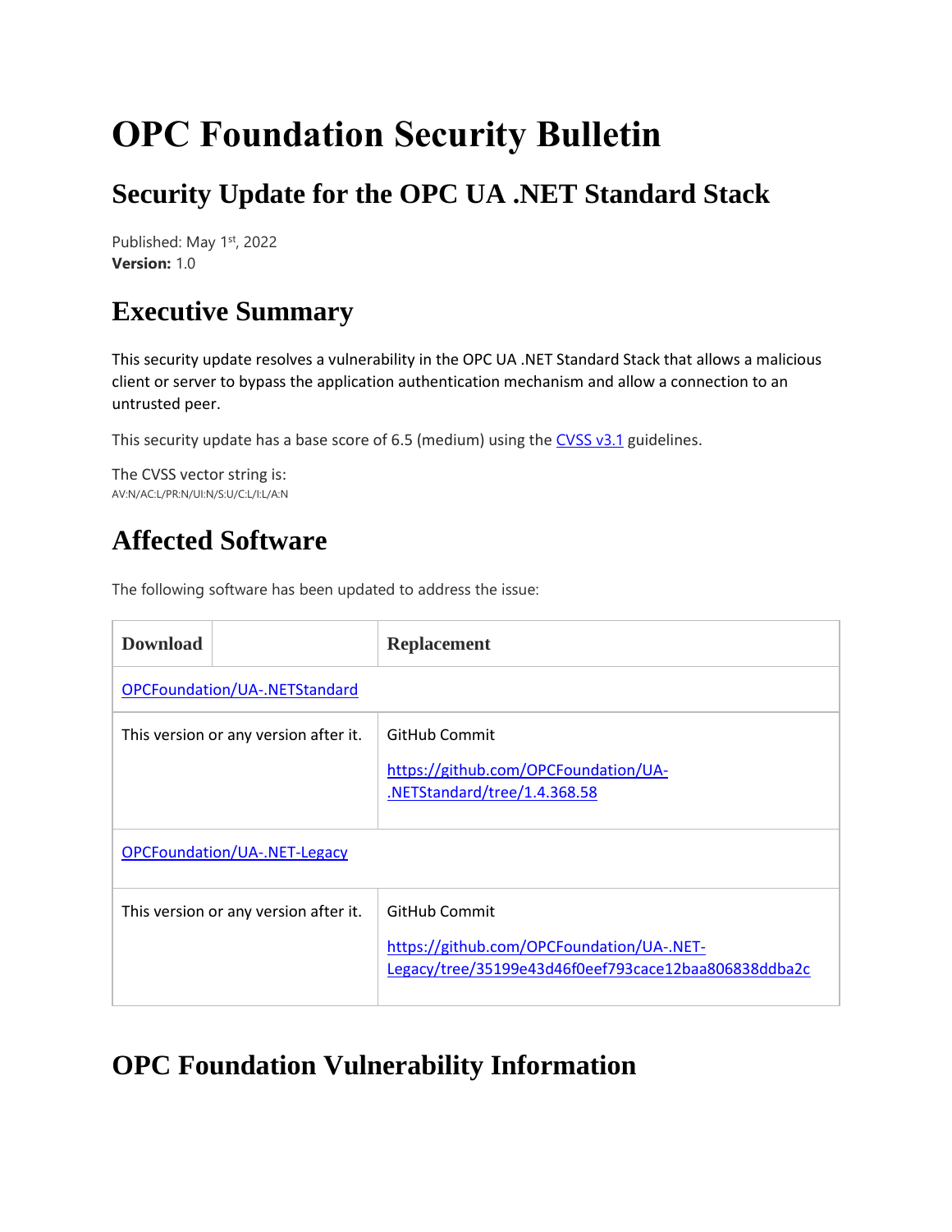# OPC Foundation Security Bulletin

## Security Update for the OPC UA .NET Standard Stack

Published: May 1st, 2022
**Version:** 1.0

## Executive Summary

This security update resolves a vulnerability in the OPC UA .NET Standard Stack that allows a malicious client or server to bypass the application authentication mechanism and allow a connection to an untrusted peer.

This security update has a base score of 6.5 (medium) using the CVSS v3.1 guidelines.

The CVSS vector string is:
AV:N/AC:L/PR:N/UI:N/S:U/C:L/I:L/A:N

## Affected Software

The following software has been updated to address the issue:

| Download | Replacement |
| --- | --- |
| OPCFoundation/UA-.NETStandard | |
| This version or any version after it. | GitHub Commit<br>https://github.com/OPCFoundation/UA-.NETStandard/tree/1.4.368.58 |
| OPCFoundation/UA-.NET-Legacy | |
| This version or any version after it. | GitHub Commit<br>https://github.com/OPCFoundation/UA-.NET-Legacy/tree/35199e43d46f0eef793cace12baa806838ddba2c |

## OPC Foundation Vulnerability Information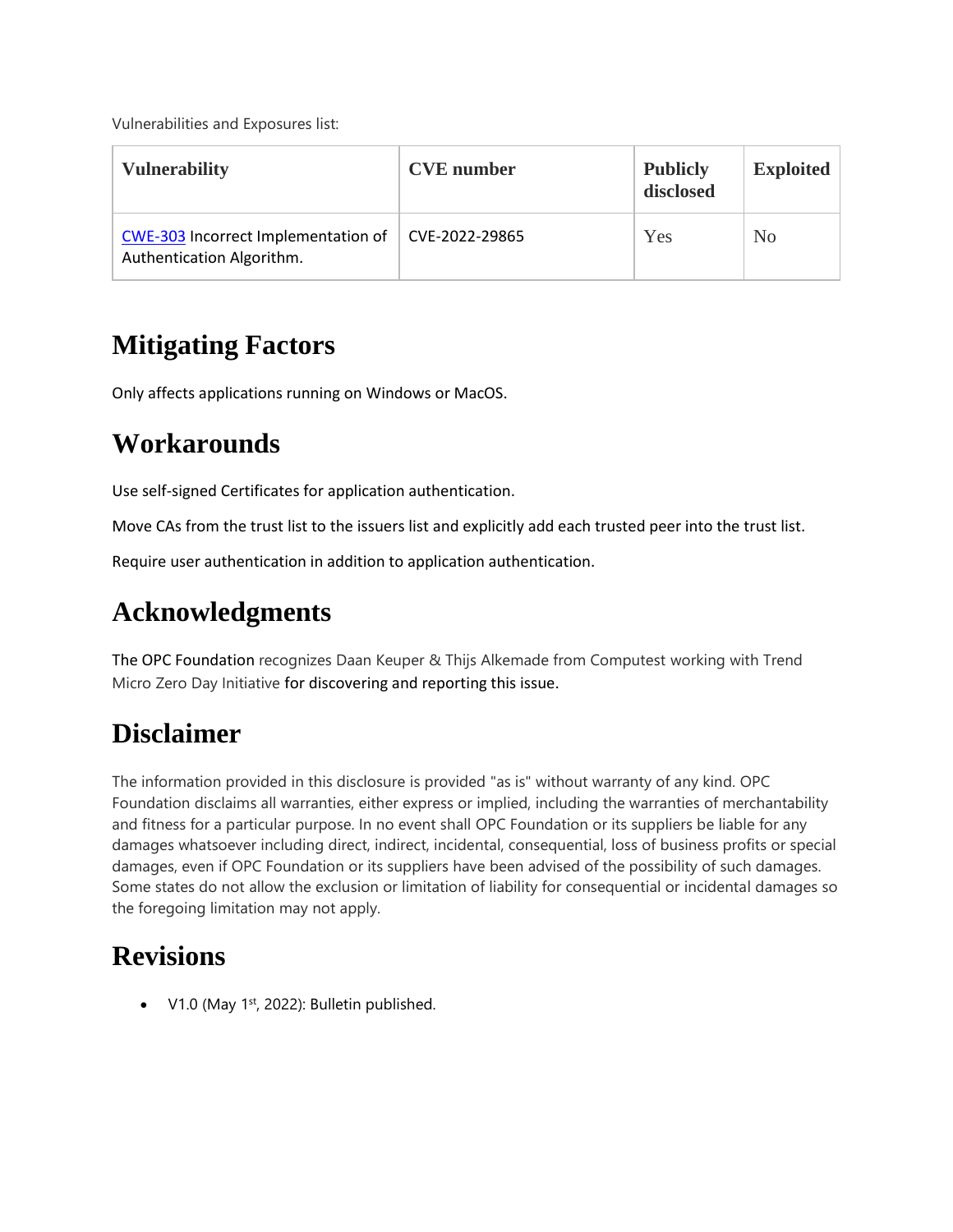Vulnerabilities and Exposures list:

| Vulnerability | CVE number | Publicly disclosed | Exploited |
|---|---|---|---|
| CWE-303 Incorrect Implementation of Authentication Algorithm. | CVE-2022-29865 | Yes | No |

# Mitigating Factors

Only affects applications running on Windows or MacOS.

# Workarounds

Use self-signed Certificates for application authentication.

Move CAs from the trust list to the issuers list and explicitly add each trusted peer into the trust list.

Require user authentication in addition to application authentication.

# Acknowledgments

The OPC Foundation recognizes Daan Keuper & Thijs Alkemade from Computest working with Trend Micro Zero Day Initiative for discovering and reporting this issue.

# Disclaimer

The information provided in this disclosure is provided "as is" without warranty of any kind. OPC Foundation disclaims all warranties, either express or implied, including the warranties of merchantability and fitness for a particular purpose. In no event shall OPC Foundation or its suppliers be liable for any damages whatsoever including direct, indirect, incidental, consequential, loss of business profits or special damages, even if OPC Foundation or its suppliers have been advised of the possibility of such damages. Some states do not allow the exclusion or limitation of liability for consequential or incidental damages so the foregoing limitation may not apply.

# Revisions

- V1.0 (May 1st, 2022): Bulletin published.